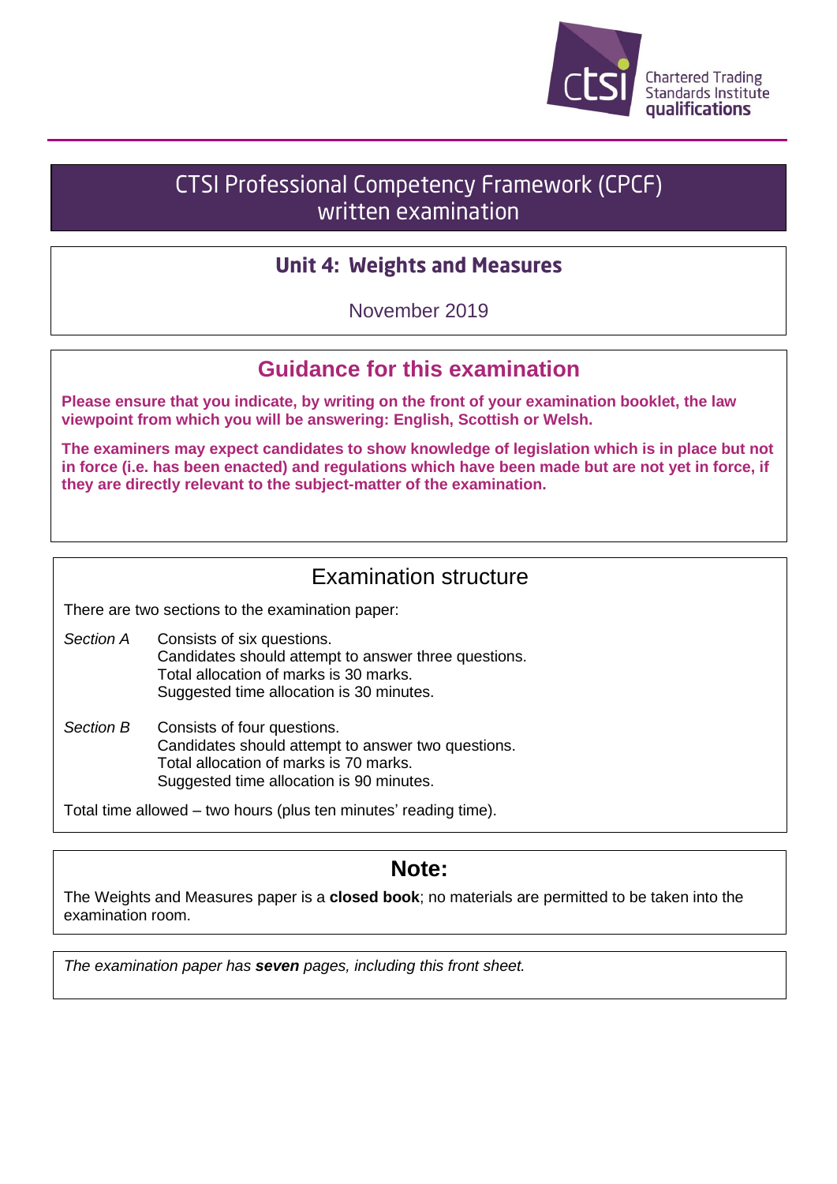Chartered Trading Standards Institute qualifications

# CTSI Professional Competency Framework (CPCF) written examination

## Unit 4: Weights and Measures

November 2019

## Guidance for this examination

**Please ensure that you indicate, by writing on the front of your examination booklet, the law viewpoint from which you will be answering: English, Scottish or Welsh.**

**The examiners may expect candidates to show knowledge of legislation which is in place but not in force (i.e. has been enacted) and regulations which have been made but are not yet in force, if they are directly relevant to the subject-matter of the examination.**

## Examination structure

There are two sections to the examination paper:

*Section A*
Consists of six questions.
Candidates should attempt to answer three questions.
Total allocation of marks is 30 marks.
Suggested time allocation is 30 minutes.

*Section B*
Consists of four questions.
Candidates should attempt to answer two questions.
Total allocation of marks is 70 marks.
Suggested time allocation is 90 minutes.

Total time allowed – two hours (plus ten minutes' reading time).

## Note:

The Weights and Measures paper is a **closed book**; no materials are permitted to be taken into the examination room.

*The examination paper has **seven** pages, including this front sheet.*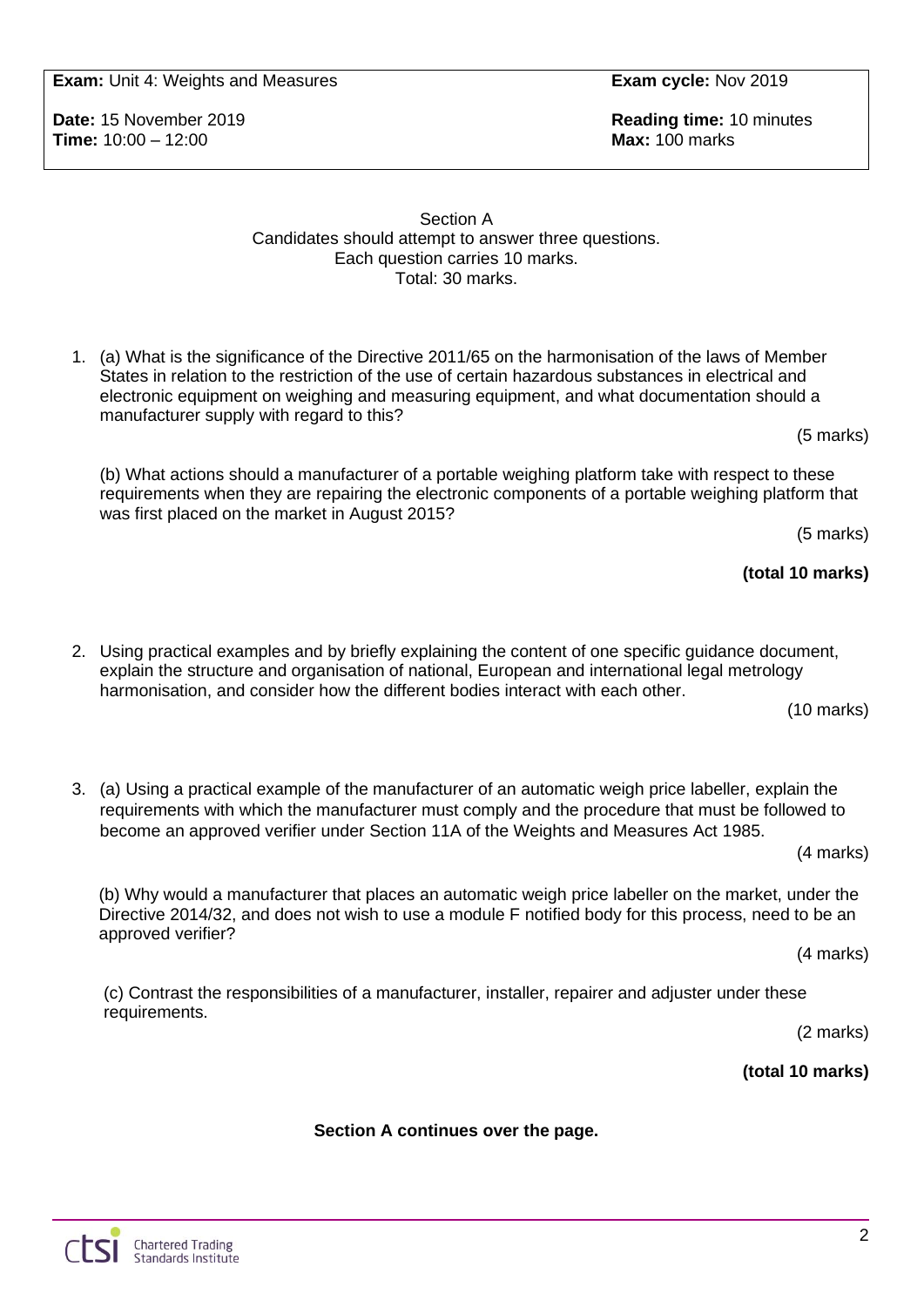**Exam:** Unit 4: Weights and Measures | **Exam cycle:** Nov 2019

**Date:** 15 November 2019
**Time:** 10:00 – 12:00

**Reading time:** 10 minutes
**Max:** 100 marks

## Section A

Candidates should attempt to answer three questions.
Each question carries 10 marks.
Total: 30 marks.

1. (a) What is the significance of the Directive 2011/65 on the harmonisation of the laws of Member States in relation to the restriction of the use of certain hazardous substances in electrical and electronic equipment on weighing and measuring equipment, and what documentation should a manufacturer supply with regard to this?

   (5 marks)

   (b) What actions should a manufacturer of a portable weighing platform take with respect to these requirements when they are repairing the electronic components of a portable weighing platform that was first placed on the market in August 2015?

   (5 marks)

   **(total 10 marks)**

2. Using practical examples and by briefly explaining the content of one specific guidance document, explain the structure and organisation of national, European and international legal metrology harmonisation, and consider how the different bodies interact with each other.

   (10 marks)

3. (a) Using a practical example of the manufacturer of an automatic weigh price labeller, explain the requirements with which the manufacturer must comply and the procedure that must be followed to become an approved verifier under Section 11A of the Weights and Measures Act 1985.

   (4 marks)

   (b) Why would a manufacturer that places an automatic weigh price labeller on the market, under the Directive 2014/32, and does not wish to use a module F notified body for this process, need to be an approved verifier?

   (4 marks)

   (c) Contrast the responsibilities of a manufacturer, installer, repairer and adjuster under these requirements.

   (2 marks)

   **(total 10 marks)**

**Section A continues over the page.**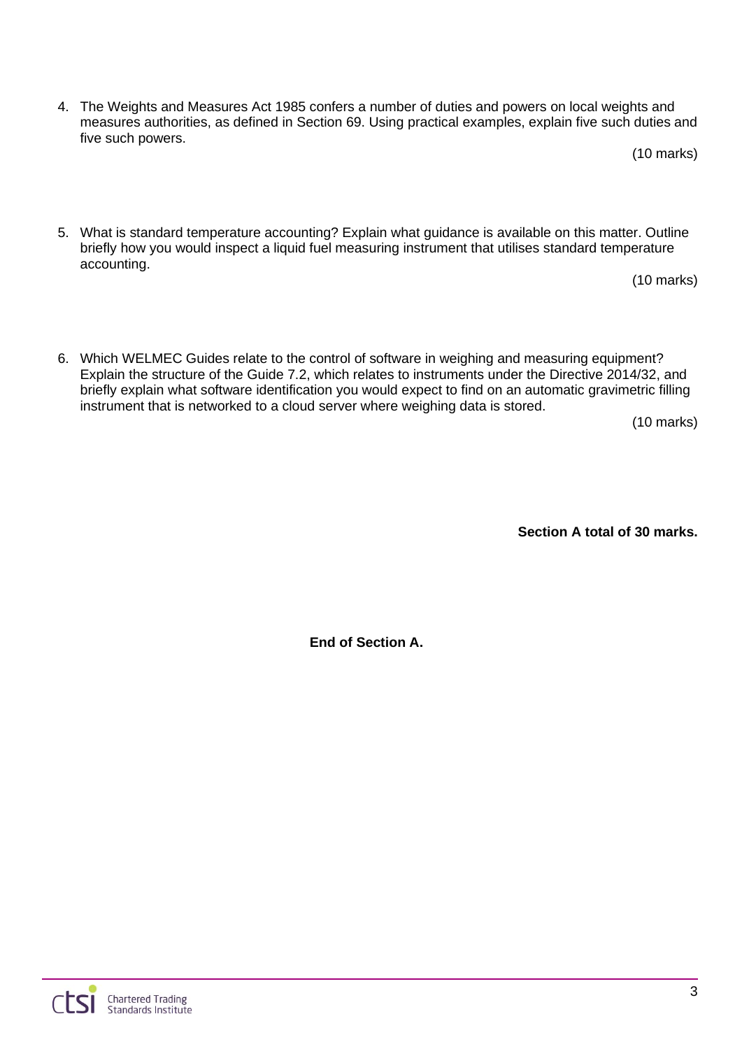4. The Weights and Measures Act 1985 confers a number of duties and powers on local weights and measures authorities, as defined in Section 69. Using practical examples, explain five such duties and five such powers.

   (10 marks)

5. What is standard temperature accounting? Explain what guidance is available on this matter. Outline briefly how you would inspect a liquid fuel measuring instrument that utilises standard temperature accounting.

   (10 marks)

6. Which WELMEC Guides relate to the control of software in weighing and measuring equipment? Explain the structure of the Guide 7.2, which relates to instruments under the Directive 2014/32, and briefly explain what software identification you would expect to find on an automatic gravimetric filling instrument that is networked to a cloud server where weighing data is stored.

   (10 marks)

**Section A total of 30 marks.**

**End of Section A.**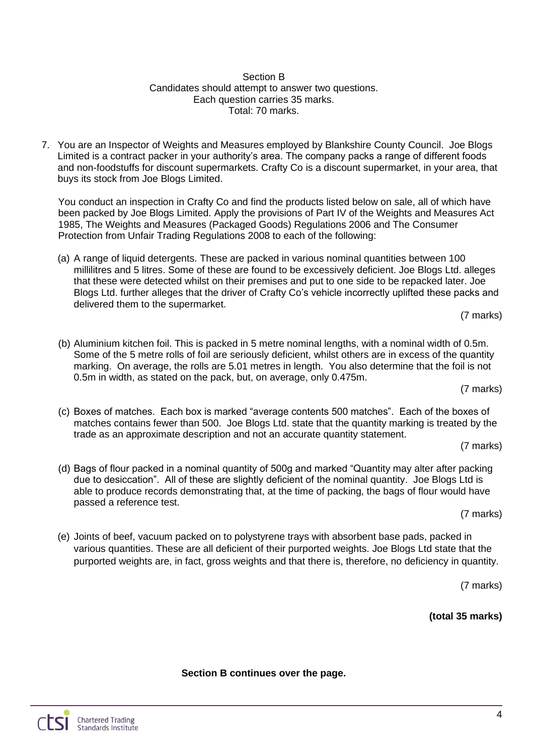Section B  
Candidates should attempt to answer two questions.  
Each question carries 35 marks.  
Total: 70 marks.

7. You are an Inspector of Weights and Measures employed by Blankshire County Council. Joe Blogs Limited is a contract packer in your authority's area. The company packs a range of different foods and non-foodstuffs for discount supermarkets. Crafty Co is a discount supermarket, in your area, that buys its stock from Joe Blogs Limited.

   You conduct an inspection in Crafty Co and find the products listed below on sale, all of which have been packed by Joe Blogs Limited. Apply the provisions of Part IV of the Weights and Measures Act 1985, The Weights and Measures (Packaged Goods) Regulations 2006 and The Consumer Protection from Unfair Trading Regulations 2008 to each of the following:

   (a) A range of liquid detergents. These are packed in various nominal quantities between 100 millilitres and 5 litres. Some of these are found to be excessively deficient. Joe Blogs Ltd. alleges that these were detected whilst on their premises and put to one side to be repacked later. Joe Blogs Ltd. further alleges that the driver of Crafty Co's vehicle incorrectly uplifted these packs and delivered them to the supermarket.

   (7 marks)

   (b) Aluminium kitchen foil. This is packed in 5 metre nominal lengths, with a nominal width of 0.5m. Some of the 5 metre rolls of foil are seriously deficient, whilst others are in excess of the quantity marking. On average, the rolls are 5.01 metres in length. You also determine that the foil is not 0.5m in width, as stated on the pack, but, on average, only 0.475m.

   (7 marks)

   (c) Boxes of matches. Each box is marked "average contents 500 matches". Each of the boxes of matches contains fewer than 500. Joe Blogs Ltd. state that the quantity marking is treated by the trade as an approximate description and not an accurate quantity statement.

   (7 marks)

   (d) Bags of flour packed in a nominal quantity of 500g and marked "Quantity may alter after packing due to desiccation". All of these are slightly deficient of the nominal quantity. Joe Blogs Ltd is able to produce records demonstrating that, at the time of packing, the bags of flour would have passed a reference test.

   (7 marks)

   (e) Joints of beef, vacuum packed on to polystyrene trays with absorbent base pads, packed in various quantities. These are all deficient of their purported weights. Joe Blogs Ltd state that the purported weights are, in fact, gross weights and that there is, therefore, no deficiency in quantity.

   (7 marks)

**(total 35 marks)**

**Section B continues over the page.**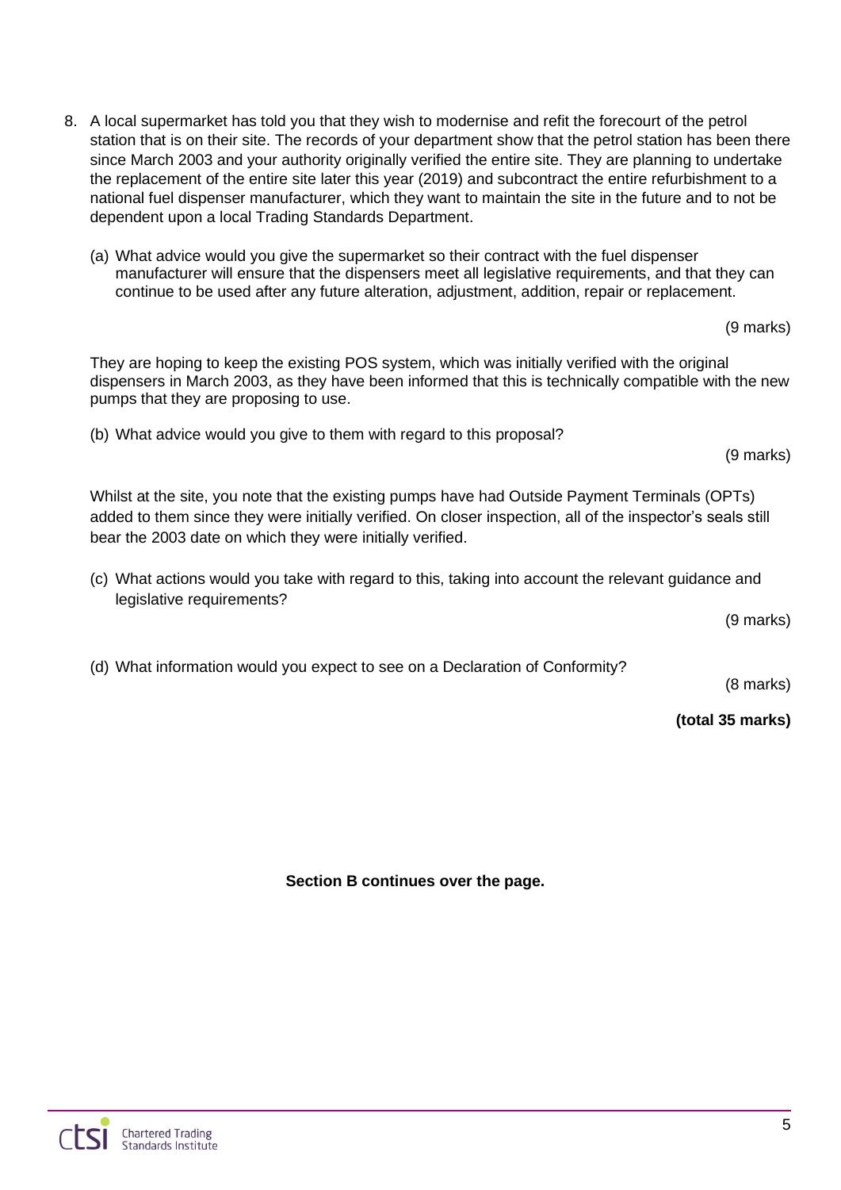8. A local supermarket has told you that they wish to modernise and refit the forecourt of the petrol station that is on their site. The records of your department show that the petrol station has been there since March 2003 and your authority originally verified the entire site. They are planning to undertake the replacement of the entire site later this year (2019) and subcontract the entire refurbishment to a national fuel dispenser manufacturer, which they want to maintain the site in the future and to not be dependent upon a local Trading Standards Department.

   (a) What advice would you give the supermarket so their contract with the fuel dispenser manufacturer will ensure that the dispensers meet all legislative requirements, and that they can continue to be used after any future alteration, adjustment, addition, repair or replacement.

   (9 marks)

   They are hoping to keep the existing POS system, which was initially verified with the original dispensers in March 2003, as they have been informed that this is technically compatible with the new pumps that they are proposing to use.

   (b) What advice would you give to them with regard to this proposal?

   (9 marks)

   Whilst at the site, you note that the existing pumps have had Outside Payment Terminals (OPTs) added to them since they were initially verified. On closer inspection, all of the inspector's seals still bear the 2003 date on which they were initially verified.

   (c) What actions would you take with regard to this, taking into account the relevant guidance and legislative requirements?

   (9 marks)

   (d) What information would you expect to see on a Declaration of Conformity?

   (8 marks)

   **(total 35 marks)**

**Section B continues over the page.**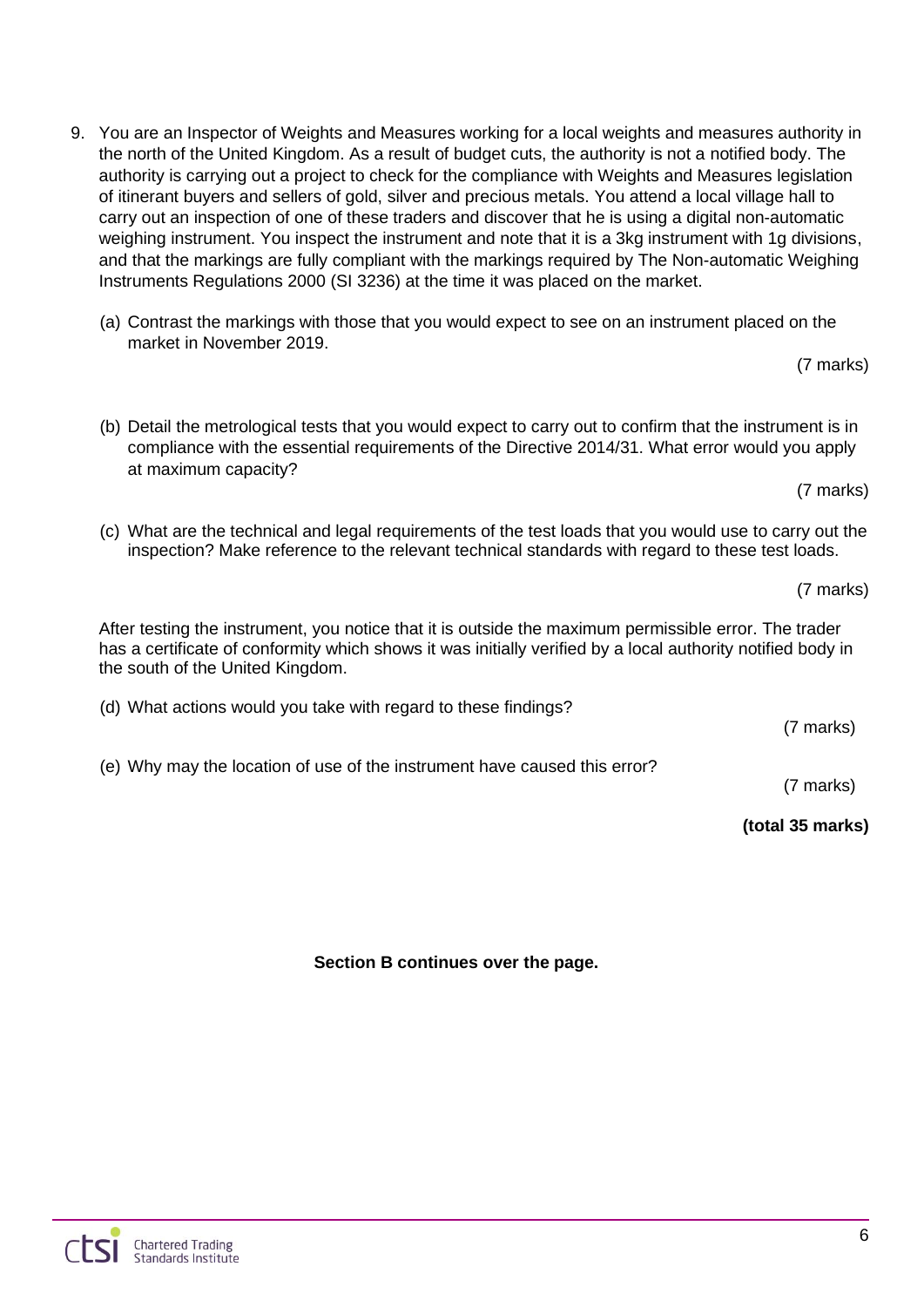9. You are an Inspector of Weights and Measures working for a local weights and measures authority in the north of the United Kingdom. As a result of budget cuts, the authority is not a notified body. The authority is carrying out a project to check for the compliance with Weights and Measures legislation of itinerant buyers and sellers of gold, silver and precious metals. You attend a local village hall to carry out an inspection of one of these traders and discover that he is using a digital non-automatic weighing instrument. You inspect the instrument and note that it is a 3kg instrument with 1g divisions, and that the markings are fully compliant with the markings required by The Non-automatic Weighing Instruments Regulations 2000 (SI 3236) at the time it was placed on the market.

   (a) Contrast the markings with those that you would expect to see on an instrument placed on the market in November 2019.

   (7 marks)

   (b) Detail the metrological tests that you would expect to carry out to confirm that the instrument is in compliance with the essential requirements of the Directive 2014/31. What error would you apply at maximum capacity?

   (7 marks)

   (c) What are the technical and legal requirements of the test loads that you would use to carry out the inspection? Make reference to the relevant technical standards with regard to these test loads.

   (7 marks)

   After testing the instrument, you notice that it is outside the maximum permissible error. The trader has a certificate of conformity which shows it was initially verified by a local authority notified body in the south of the United Kingdom.

   (d) What actions would you take with regard to these findings?

   (7 marks)

   (e) Why may the location of use of the instrument have caused this error?

   (7 marks)

   **(total 35 marks)**

**Section B continues over the page.**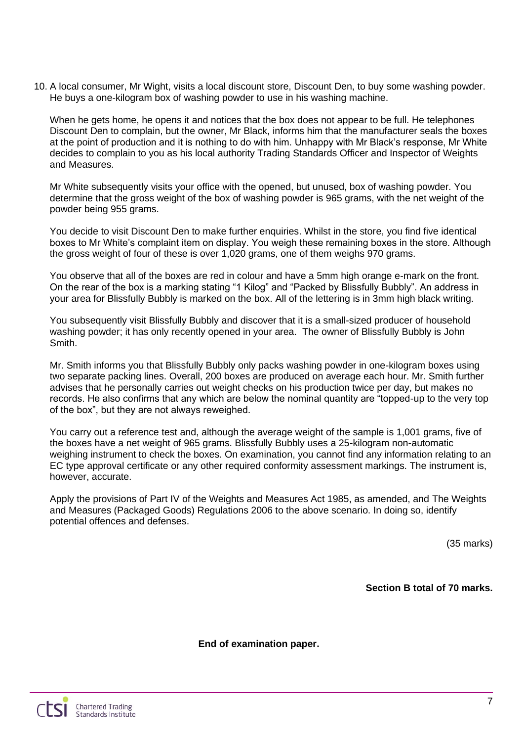10. A local consumer, Mr Wight, visits a local discount store, Discount Den, to buy some washing powder. He buys a one-kilogram box of washing powder to use in his washing machine.

    When he gets home, he opens it and notices that the box does not appear to be full. He telephones Discount Den to complain, but the owner, Mr Black, informs him that the manufacturer seals the boxes at the point of production and it is nothing to do with him. Unhappy with Mr Black's response, Mr White decides to complain to you as his local authority Trading Standards Officer and Inspector of Weights and Measures.

    Mr White subsequently visits your office with the opened, but unused, box of washing powder. You determine that the gross weight of the box of washing powder is 965 grams, with the net weight of the powder being 955 grams.

    You decide to visit Discount Den to make further enquiries. Whilst in the store, you find five identical boxes to Mr White's complaint item on display. You weigh these remaining boxes in the store. Although the gross weight of four of these is over 1,020 grams, one of them weighs 970 grams.

    You observe that all of the boxes are red in colour and have a 5mm high orange e-mark on the front. On the rear of the box is a marking stating "1 Kilog" and "Packed by Blissfully Bubbly". An address in your area for Blissfully Bubbly is marked on the box. All of the lettering is in 3mm high black writing.

    You subsequently visit Blissfully Bubbly and discover that it is a small-sized producer of household washing powder; it has only recently opened in your area. The owner of Blissfully Bubbly is John Smith.

    Mr. Smith informs you that Blissfully Bubbly only packs washing powder in one-kilogram boxes using two separate packing lines. Overall, 200 boxes are produced on average each hour. Mr. Smith further advises that he personally carries out weight checks on his production twice per day, but makes no records. He also confirms that any which are below the nominal quantity are "topped-up to the very top of the box", but they are not always reweighed.

    You carry out a reference test and, although the average weight of the sample is 1,001 grams, five of the boxes have a net weight of 965 grams. Blissfully Bubbly uses a 25-kilogram non-automatic weighing instrument to check the boxes. On examination, you cannot find any information relating to an EC type approval certificate or any other required conformity assessment markings. The instrument is, however, accurate.

    Apply the provisions of Part IV of the Weights and Measures Act 1985, as amended, and The Weights and Measures (Packaged Goods) Regulations 2006 to the above scenario. In doing so, identify potential offences and defenses.

    (35 marks)

**Section B total of 70 marks.**

**End of examination paper.**